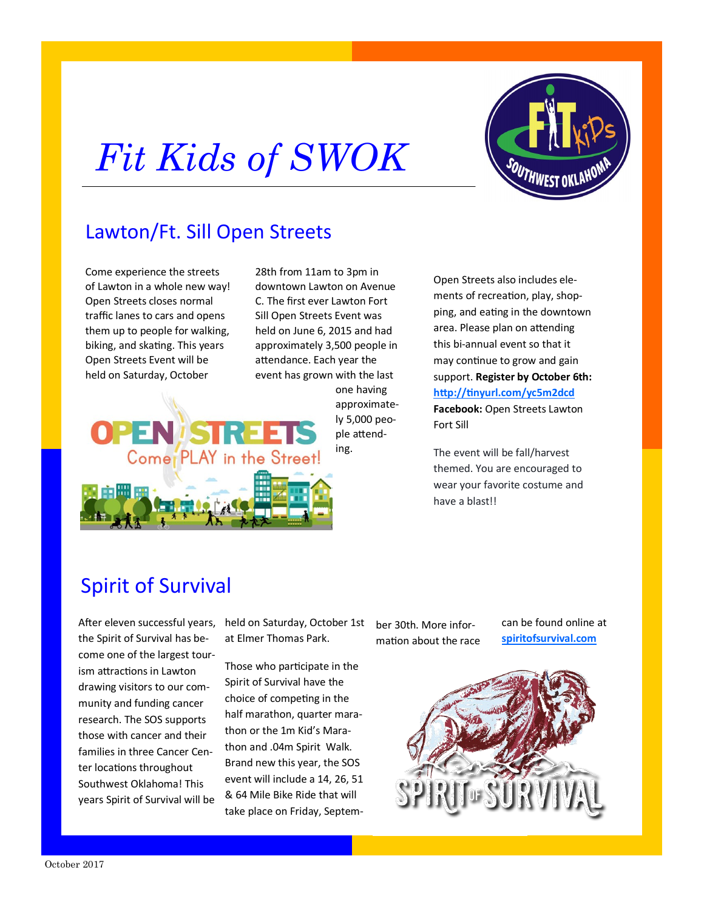# Fit Kids of SWOK

## Lawton/Ft. Sill Open Streets

Come experience the streets of Lawton in a whole new way! Open Streets closes normal traffic lanes to cars and opens them up to people for walking, biking, and skating. This years Open Streets Event will be held on Saturday, October 28th from 11am to 3pm in downtown Lawton on Avenue C. The first ever Lawton Fort Sill Open Streets Event was held on June 6, 2015 and had approximately 3,500 people in attendance. Each year the event has grown with the last one having approximately 5,000 people attending.

Open Streets also includes elements of recreation, play, shopping, and eating in the downtown area. Please plan on attending this bi-annual event so that it may continue to grow and gain support. **Register by October 6th:** [http://tinyurl.com/yc5m2dcd](http://tinyurl.com/yc5m2dcd) **Facebook:** Open Streets Lawton Fort Sill

The event will be fall/harvest themed. You are encouraged to wear your favorite costume and have a blast!!

## Spirit of Survival

After eleven successful years, the Spirit of Survival has become one of the largest tourism attractions in Lawton drawing visitors to our community and funding cancer research. The SOS supports those with cancer and their families in three Cancer Center locations throughout Southwest Oklahoma! This years Spirit of Survival will be held on Saturday, October 1st at Elmer Thomas Park.

Those who participate in the Spirit of Survival have the choice of competing in the half marathon, quarter marathon or the 1m Kid's Marathon and .04m Spirit Walk. Brand new this year, the SOS event will include a 14, 26, 51 & 64 Mile Bike Ride that will take place on Friday, September 30th. More information about the race can be found online at [spiritofsurvival.com](spiritofsurvival.com)

October 2017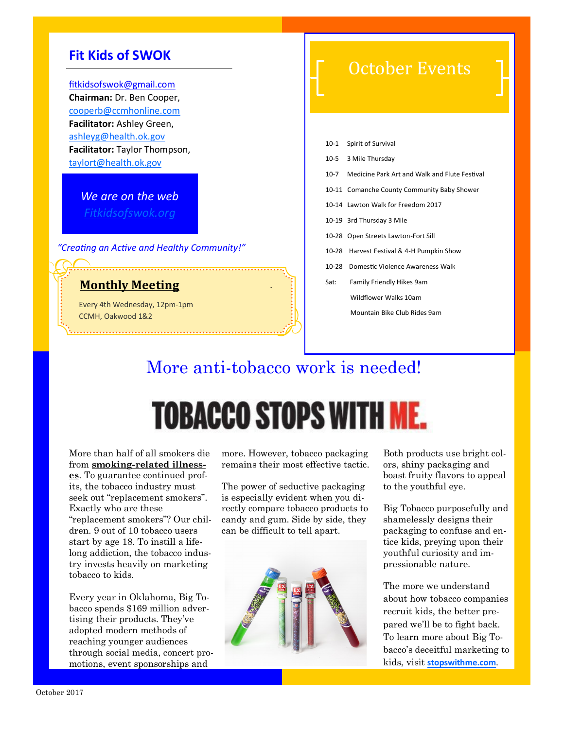## Fit Kids of SWOK

fitkidsofswok@gmail.com
**Chairman:** Dr. Ben Cooper, cooperb@ccmhonline.com
**Facilitator:** Ashley Green, ashleyg@health.ok.gov
**Facilitator:** Taylor Thompson, taylort@health.ok.gov

*We are on the web*
*Fitkidsofswok.org*

*"Creating an Active and Healthy Community!"*

### Monthly Meeting

Every 4th Wednesday, 12pm-1pm
CCMH, Oakwood 1&2

## October Events

- 10-1 Spirit of Survival
- 10-5 3 Mile Thursday
- 10-7 Medicine Park Art and Walk and Flute Festival
- 10-11 Comanche County Community Baby Shower
- 10-14 Lawton Walk for Freedom 2017
- 10-19 3rd Thursday 3 Mile
- 10-28 Open Streets Lawton-Fort Sill
- 10-28 Harvest Festival & 4-H Pumpkin Show
- 10-28 Domestic Violence Awareness Walk
- Sat: Family Friendly Hikes 9am
  - Wildflower Walks 10am
  - Mountain Bike Club Rides 9am

# More anti-tobacco work is needed!

## TOBACCO STOPS WITH ME.

More than half of all smokers die from **smoking-related illnesses**. To guarantee continued profits, the tobacco industry must seek out "replacement smokers". Exactly who are these "replacement smokers"? Our children. 9 out of 10 tobacco users start by age 18. To instill a lifelong addiction, the tobacco industry invests heavily on marketing tobacco to kids.

Every year in Oklahoma, Big Tobacco spends $169 million advertising their products. They've adopted modern methods of reaching younger audiences through social media, concert promotions, event sponsorships and more. However, tobacco packaging remains their most effective tactic.

The power of seductive packaging is especially evident when you directly compare tobacco products to candy and gum. Side by side, they can be difficult to tell apart.

Both products use bright colors, shiny packaging and boast fruity flavors to appeal to the youthful eye.

Big Tobacco purposefully and shamelessly designs their packaging to confuse and entice kids, preying upon their youthful curiosity and impressionable nature.

The more we understand about how tobacco companies recruit kids, the better prepared we'll be to fight back. To learn more about Big Tobacco's deceitful marketing to kids, visit **stopswithme.com**.

October 2017